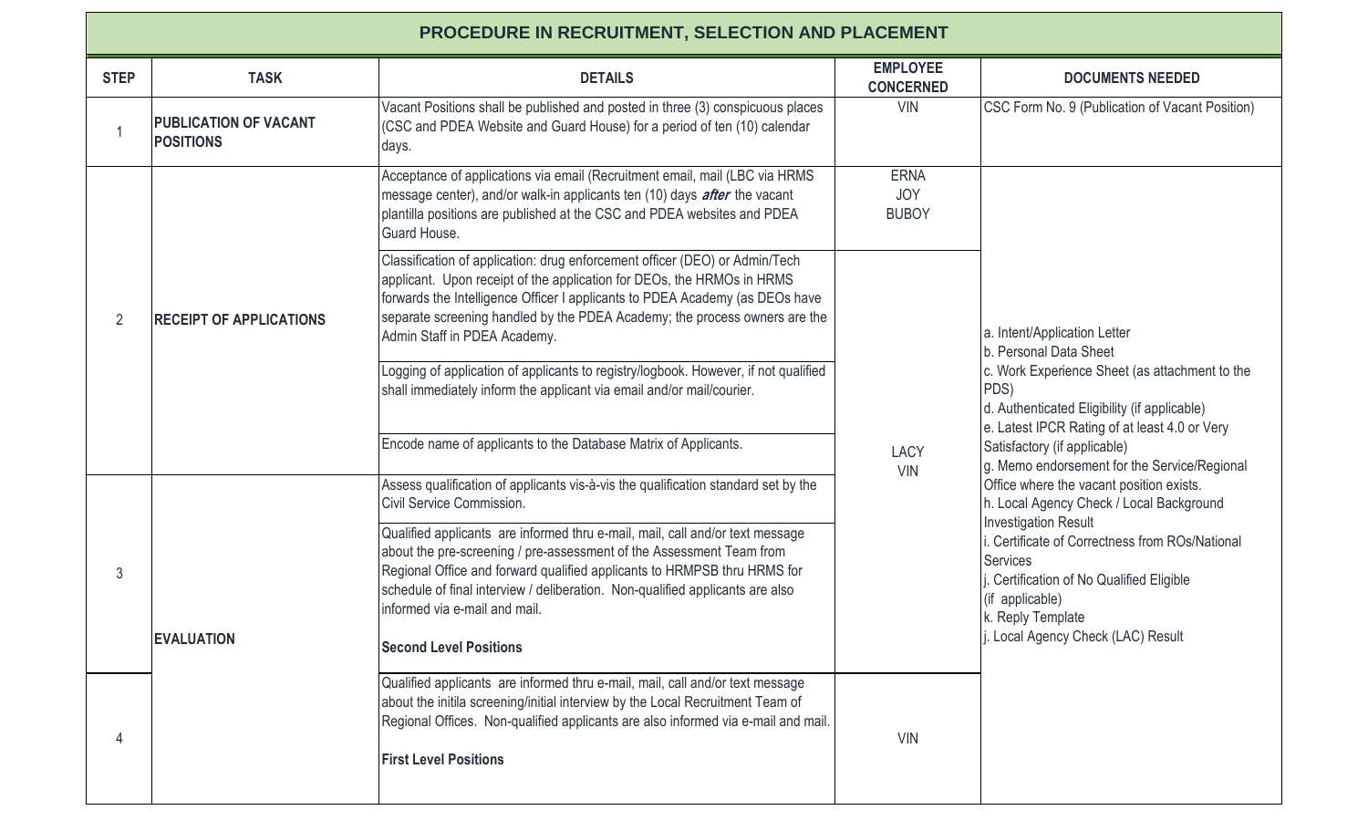# PROCEDURE IN RECRUITMENT, SELECTION AND PLACEMENT

| STEP | TASK | DETAILS | EMPLOYEE CONCERNED | DOCUMENTS NEEDED |
|---|---|---|---|---|
| 1 | **PUBLICATION OF VACANT POSITIONS** | Vacant Positions shall be published and posted in three (3) conspicuous places (CSC and PDEA Website and Guard House) for a period of ten (10) calendar days. | VIN | CSC Form No. 9 (Publication of Vacant Position) |
| 2 | **RECEIPT OF APPLICATIONS** | Acceptance of applications via email (Recruitment email, mail (LBC via HRMS message center), and/or walk-in applicants ten (10) days ***after*** the vacant plantilla positions are published at the CSC and PDEA websites and PDEA Guard House. | ERNA<br>JOY<br>BUBOY | a. Intent/Application Letter<br>b. Personal Data Sheet<br>c. Work Experience Sheet (as attachment to the PDS)<br>d. Authenticated Eligibility (if applicable)<br>e. Latest IPCR Rating of at least 4.0 or Very Satisfactory (if applicable)<br>g. Memo endorsement for the Service/Regional Office where the vacant position exists.<br>h. Local Agency Check / Local Background Investigation Result<br>i. Certificate of Correctness from ROs/National Services<br>j. Certification of No Qualified Eligible (if applicable)<br>k. Reply Template<br>j. Local Agency Check (LAC) Result |
| | | Classification of application: drug enforcement officer (DEO) or Admin/Tech applicant. Upon receipt of the application for DEOs, the HRMOs in HRMS forwards the Intelligence Officer I applicants to PDEA Academy (as DEOs have separate screening handled by the PDEA Academy; the process owners are the Admin Staff in PDEA Academy. | LACY<br>VIN | |
| | | Logging of application of applicants to registry/logbook. However, if not qualified shall immediately inform the applicant via email and/or mail/courier. | | |
| | | Encode name of applicants to the Database Matrix of Applicants. | | |
| 3 | **EVALUATION** | Assess qualification of applicants vis-à-vis the qualification standard set by the Civil Service Commission. | | |
| | | Qualified applicants are informed thru e-mail, mail, call and/or text message about the pre-screening / pre-assessment of the Assessment Team from Regional Office and forward qualified applicants to HRMPSB thru HRMS for schedule of final interview / deliberation. Non-qualified applicants are also informed via e-mail and mail.<br><br>**Second Level Positions** | | |
| 4 | | Qualified applicants are informed thru e-mail, mail, call and/or text message about the initila screening/initial interview by the Local Recruitment Team of Regional Offices. Non-qualified applicants are also informed via e-mail and mail.<br><br>**First Level Positions** | VIN | |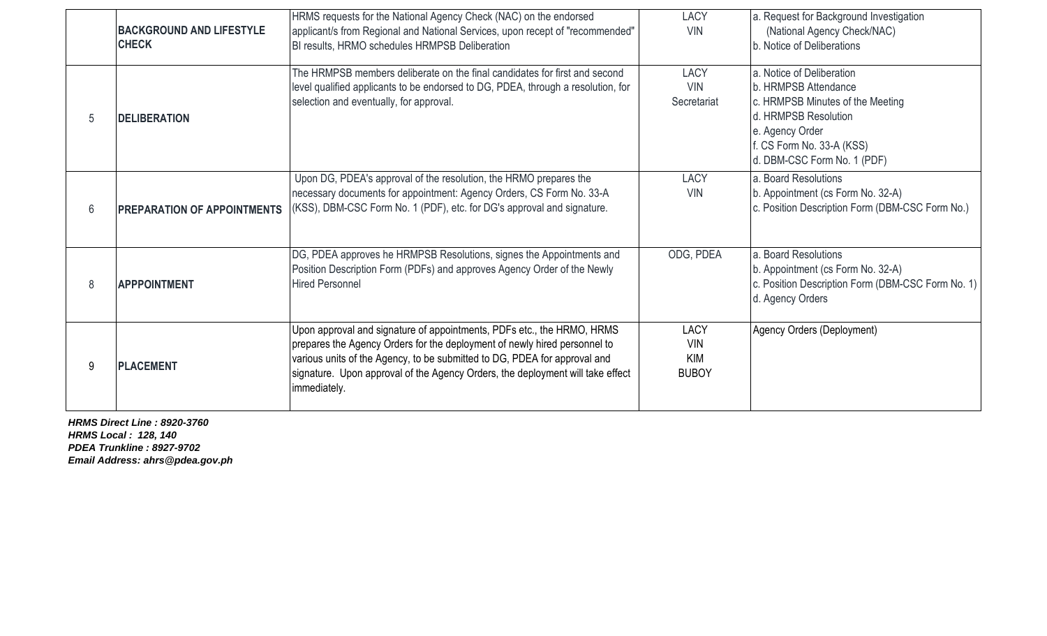| | | | | |
|---|---|---|---|---|
| | **BACKGROUND AND LIFESTYLE CHECK** | HRMS requests for the National Agency Check (NAC) on the endorsed applicant/s from Regional and National Services, upon recept of "recommended" BI results, HRMO schedules HRMPSB Deliberation | LACY<br>VIN | a. Request for Background Investigation (National Agency Check/NAC)<br>b. Notice of Deliberations |
| 5 | **DELIBERATION** | The HRMPSB members deliberate on the final candidates for first and second level qualified applicants to be endorsed to DG, PDEA, through a resolution, for selection and eventually, for approval. | LACY<br>VIN<br>Secretariat | a. Notice of Deliberation<br>b. HRMPSB Attendance<br>c. HRMPSB Minutes of the Meeting<br>d. HRMPSB Resolution<br>e. Agency Order<br>f. CS Form No. 33-A (KSS)<br>d. DBM-CSC Form No. 1 (PDF) |
| 6 | **PREPARATION OF APPOINTMENTS** | Upon DG, PDEA's approval of the resolution, the HRMO prepares the necessary documents for appointment: Agency Orders, CS Form No. 33-A (KSS), DBM-CSC Form No. 1 (PDF), etc. for DG's approval and signature. | LACY<br>VIN | a. Board Resolutions<br>b. Appointment (cs Form No. 32-A)<br>c. Position Description Form (DBM-CSC Form No.) |
| 8 | **APPPOINTMENT** | DG, PDEA approves he HRMPSB Resolutions, signes the Appointments and Position Description Form (PDFs) and approves Agency Order of the Newly Hired Personnel | ODG, PDEA | a. Board Resolutions<br>b. Appointment (cs Form No. 32-A)<br>c. Position Description Form (DBM-CSC Form No. 1)<br>d. Agency Orders |
| 9 | **PLACEMENT** | Upon approval and signature of appointments, PDFs etc., the HRMO, HRMS prepares the Agency Orders for the deployment of newly hired personnel to various units of the Agency, to be submitted to DG, PDEA for approval and signature. Upon approval of the Agency Orders, the deployment will take effect immediately. | LACY<br>VIN<br>KIM<br>BUBOY | Agency Orders (Deployment) |

***HRMS Direct Line : 8920-3760***
***HRMS Local : 128, 140***
***PDEA Trunkline : 8927-9702***
***Email Address: ahrs@pdea.gov.ph***